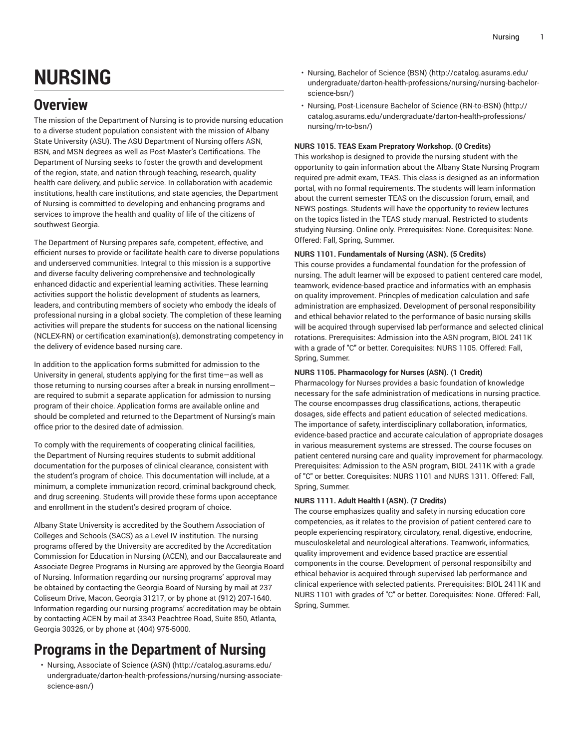# NURSING

## Overview

The mission of the Department of Nursing is to provide nursing education to a diverse student population consistent with the mission of Albany State University (ASU). The ASU Department of Nursing offers ASN, BSN, and MSN degrees as well as Post-Master's Certifications. The Department of Nursing seeks to foster the growth and development of the region, state, and nation through teaching, research, quality health care delivery, and public service. In collaboration with academic institutions, health care institutions, and state agencies, the Department of Nursing is committed to developing and enhancing programs and services to improve the health and quality of life of the citizens of southwest Georgia.

The Department of Nursing prepares safe, competent, effective, and efficient nurses to provide or facilitate health care to diverse populations and underserved communities. Integral to this mission is a supportive and diverse faculty delivering comprehensive and technologically enhanced didactic and experiential learning activities. These learning activities support the holistic development of students as learners, leaders, and contributing members of society who embody the ideals of professional nursing in a global society. The completion of these learning activities will prepare the students for success on the national licensing (NCLEX-RN) or certification examination(s), demonstrating competency in the delivery of evidence based nursing care.

In addition to the application forms submitted for admission to the University in general, students applying for the first time—as well as those returning to nursing courses after a break in nursing enrollment—are required to submit a separate application for admission to nursing program of their choice. Application forms are available online and should be completed and returned to the Department of Nursing's main office prior to the desired date of admission.

To comply with the requirements of cooperating clinical facilities, the Department of Nursing requires students to submit additional documentation for the purposes of clinical clearance, consistent with the student's program of choice. This documentation will include, at a minimum, a complete immunization record, criminal background check, and drug screening. Students will provide these forms upon acceptance and enrollment in the student's desired program of choice.

Albany State University is accredited by the Southern Association of Colleges and Schools (SACS) as a Level IV institution. The nursing programs offered by the University are accredited by the Accreditation Commission for Education in Nursing (ACEN), and our Baccalaureate and Associate Degree Programs in Nursing are approved by the Georgia Board of Nursing. Information regarding our nursing programs' approval may be obtained by contacting the Georgia Board of Nursing by mail at 237 Coliseum Drive, Macon, Georgia 31217, or by phone at (912) 207-1640. Information regarding our nursing programs' accreditation may be obtain by contacting ACEN by mail at 3343 Peachtree Road, Suite 850, Atlanta, Georgia 30326, or by phone at (404) 975-5000.

## Programs in the Department of Nursing

- Nursing, Associate of Science (ASN) (http://catalog.asurams.edu/undergraduate/darton-health-professions/nursing/nursing-associate-science-asn/)
- Nursing, Bachelor of Science (BSN) (http://catalog.asurams.edu/undergraduate/darton-health-professions/nursing/nursing-bachelor-science-bsn/)
- Nursing, Post-Licensure Bachelor of Science (RN-to-BSN) (http://catalog.asurams.edu/undergraduate/darton-health-professions/nursing/rn-to-bsn/)

**NURS 1015. TEAS Exam Prepratory Workshop. (0 Credits)**
This workshop is designed to provide the nursing student with the opportunity to gain information about the Albany State Nursing Program required pre-admit exam, TEAS. This class is designed as an information portal, with no formal requirements. The students will learn information about the current semester TEAS on the discussion forum, email, and NEWS postings. Students will have the opportunity to review lectures on the topics listed in the TEAS study manual. Restricted to students studying Nursing. Online only. Prerequisites: None. Corequisites: None. Offered: Fall, Spring, Summer.

**NURS 1101. Fundamentals of Nursing (ASN). (5 Credits)**
This course provides a fundamental foundation for the profession of nursing. The adult learner will be exposed to patient centered care model, teamwork, evidence-based practice and informatics with an emphasis on quality improvement. Princples of medication calculation and safe administration are emphasized. Development of personal responsibility and ethical behavior related to the performance of basic nursing skills will be acquired through supervised lab performance and selected clinical rotations. Prerequisites: Admission into the ASN program, BIOL 2411K with a grade of "C" or better. Corequisites: NURS 1105. Offered: Fall, Spring, Summer.

**NURS 1105. Pharmacology for Nurses (ASN). (1 Credit)**
Pharmacology for Nurses provides a basic foundation of knowledge necessary for the safe administration of medications in nursing practice. The course encompasses drug classifications, actions, therapeutic dosages, side effects and patient education of selected medications. The importance of safety, interdisciplinary collaboration, informatics, evidence-based practice and accurate calculation of appropriate dosages in various measurement systems are stressed. The course focuses on patient centered nursing care and quality improvement for pharmacology. Prerequisites: Admission to the ASN program, BIOL 2411K with a grade of "C" or better. Corequisites: NURS 1101 and NURS 1311. Offered: Fall, Spring, Summer.

**NURS 1111. Adult Health I (ASN). (7 Credits)**
The course emphasizes quality and safety in nursing education core competencies, as it relates to the provision of patient centered care to people experiencing respiratory, circulatory, renal, digestive, endocrine, musculoskeletal and neurological alterations. Teamwork, informatics, quality improvement and evidence based practice are essential components in the course. Development of personal responsibilty and ethical behavior is acquired through supervised lab performance and clinical experience with selected patients. Prerequisites: BIOL 2411K and NURS 1101 with grades of "C" or better. Corequisites: None. Offered: Fall, Spring, Summer.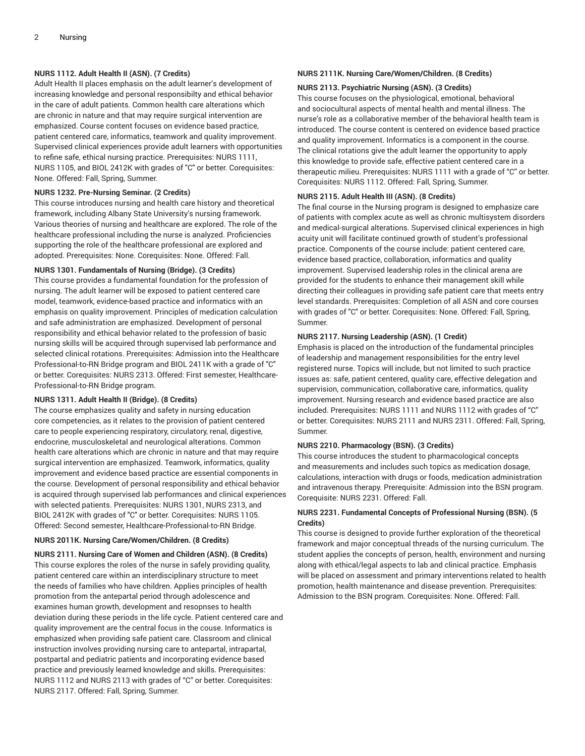**NURS 1112. Adult Health II (ASN). (7 Credits)**

Adult Health II places emphasis on the adult learner's development of increasing knowledge and personal responsibilty and ethical behavior in the care of adult patients. Common health care alterations which are chronic in nature and that may require surgical intervention are emphasized. Course content focuses on evidence based practice, patient centered care, informatics, teamwork and quality improvement. Supervised clinical experiences provide adult learners with opportunities to refine safe, ethical nursing practice. Prerequisites: NURS 1111, NURS 1105, and BIOL 2412K with grades of "C" or better. Corequisites: None. Offered: Fall, Spring, Summer.

**NURS 1232. Pre-Nursing Seminar. (2 Credits)**

This course introduces nursing and health care history and theoretical framework, including Albany State University's nursing framework. Various theories of nursing and healthcare are explored. The role of the healthcare professional including the nurse is analyzed. Proficiencies supporting the role of the healthcare professional are explored and adopted. Prerequisites: None. Corequisites: None. Offered: Fall.

**NURS 1301. Fundamentals of Nursing (Bridge). (3 Credits)**

This course provides a fundamental foundation for the profession of nursing. The adult learner will be exposed to patient centered care model, teamwork, evidence-based practice and informatics with an emphasis on quality improvement. Principles of medication calculation and safe administration are emphasized. Development of personal responsibility and ethical behavior related to the profession of basic nursing skills will be acquired through supervised lab performance and selected clinical rotations. Prerequisites: Admission into the Healthcare Professional-to-RN Bridge program and BIOL 2411K with a grade of "C" or better. Corequisites: NURS 2313. Offered: First semester, Healthcare-Professional-to-RN Bridge program.

**NURS 1311. Adult Health II (Bridge). (8 Credits)**

The course emphasizes quality and safety in nursing education core competencies, as it relates to the provision of patient centered care to people experiencing respiratory, circulatory, renal, digestive, endocrine, musculoskeletal and neurological alterations. Common health care alterations which are chronic in nature and that may require surgical intervention are emphasized. Teamwork, informatics, quality improvement and evidence based practice are essential components in the course. Development of personal responsibility and ethical behavior is acquired through supervised lab performances and clinical experiences with selected patients. Prerequisites: NURS 1301, NURS 2313, and BIOL 2412K with grades of "C" or better. Corequisites: NURS 1105. Offered: Second semester, Healthcare-Professional-to-RN Bridge.

**NURS 2011K. Nursing Care/Women/Children. (8 Credits)**

**NURS 2111. Nursing Care of Women and Children (ASN). (8 Credits)**

This course explores the roles of the nurse in safely providing quality, patient centered care within an interdisciplinary structure to meet the needs of families who have children. Applies principles of health promotion from the antepartal period through adolescence and examines human growth, development and resopnses to health deviation during these periods in the life cycle. Patient centered care and quality improvement are the central focus in the couse. Informatics is emphasized when providing safe patient care. Classroom and clinical instruction involves providing nursing care to antepartal, intrapartal, postpartal and pediatric patients and incorporating evidence based practice and previously learned knowledge and skills. Prerequisites: NURS 1112 and NURS 2113 with grades of "C" or better. Corequisites: NURS 2117. Offered: Fall, Spring, Summer.

**NURS 2111K. Nursing Care/Women/Children. (8 Credits)**

**NURS 2113. Psychiatric Nursing (ASN). (3 Credits)**

This course focuses on the physiological, emotional, behavioral and sociocultural aspects of mental health and mental illness. The nurse's role as a collaborative member of the behavioral health team is introduced. The course content is centered on evidence based practice and quality improvement. Informatics is a component in the course. The clinical rotations give the adult learner the opportunity to apply this knowledge to provide safe, effective patient centered care in a therapeutic milieu. Prerequisites: NURS 1111 with a grade of "C" or better. Corequisites: NURS 1112. Offered: Fall, Spring, Summer.

**NURS 2115. Adult Health III (ASN). (8 Credits)**

The final course in the Nursing program is designed to emphasize care of patients with complex acute as well as chronic multisystem disorders and medical-surgical alterations. Supervised clinical experiences in high acuity unit will facilitate continued growth of student's professional practice. Components of the course include: patient centered care, evidence based practice, collaboration, informatics and quality improvement. Supervised leadership roles in the clinical arena are provided for the students to enhance their management skill while directing their colleagues in providing safe patient care that meets entry level standards. Prerequisites: Completion of all ASN and core courses with grades of "C" or better. Corequisites: None. Offered: Fall, Spring, Summer.

**NURS 2117. Nursing Leadership (ASN). (1 Credit)**

Emphasis is placed on the introduction of the fundamental principles of leadership and management responsibilities for the entry level registered nurse. Topics will include, but not limited to such practice issues as: safe, patient centered, quality care, effective delegation and supervision, communication, collaborative care, informatics, quality improvement. Nursing research and evidence based practice are also included. Prerequisites: NURS 1111 and NURS 1112 with grades of "C" or better. Corequisites: NURS 2111 and NURS 2311. Offered: Fall, Spring, Summer.

**NURS 2210. Pharmacology (BSN). (3 Credits)**

This course introduces the student to pharmacological concepts and measurements and includes such topics as medication dosage, calculations, interaction with drugs or foods, medication administration and intravenous therapy. Prerequisite: Admission into the BSN program. Corequisite: NURS 2231. Offered: Fall.

**NURS 2231. Fundamental Concepts of Professional Nursing (BSN). (5 Credits)**

This course is designed to provide further exploration of the theoretical framework and major conceptual threads of the nursing curriculum. The student applies the concepts of person, health, environment and nursing along with ethical/legal aspects to lab and clinical practice. Emphasis will be placed on assessment and primary interventions related to health promotion, health maintenance and disease prevention. Prerequisites: Admission to the BSN program. Corequisites: None. Offered: Fall.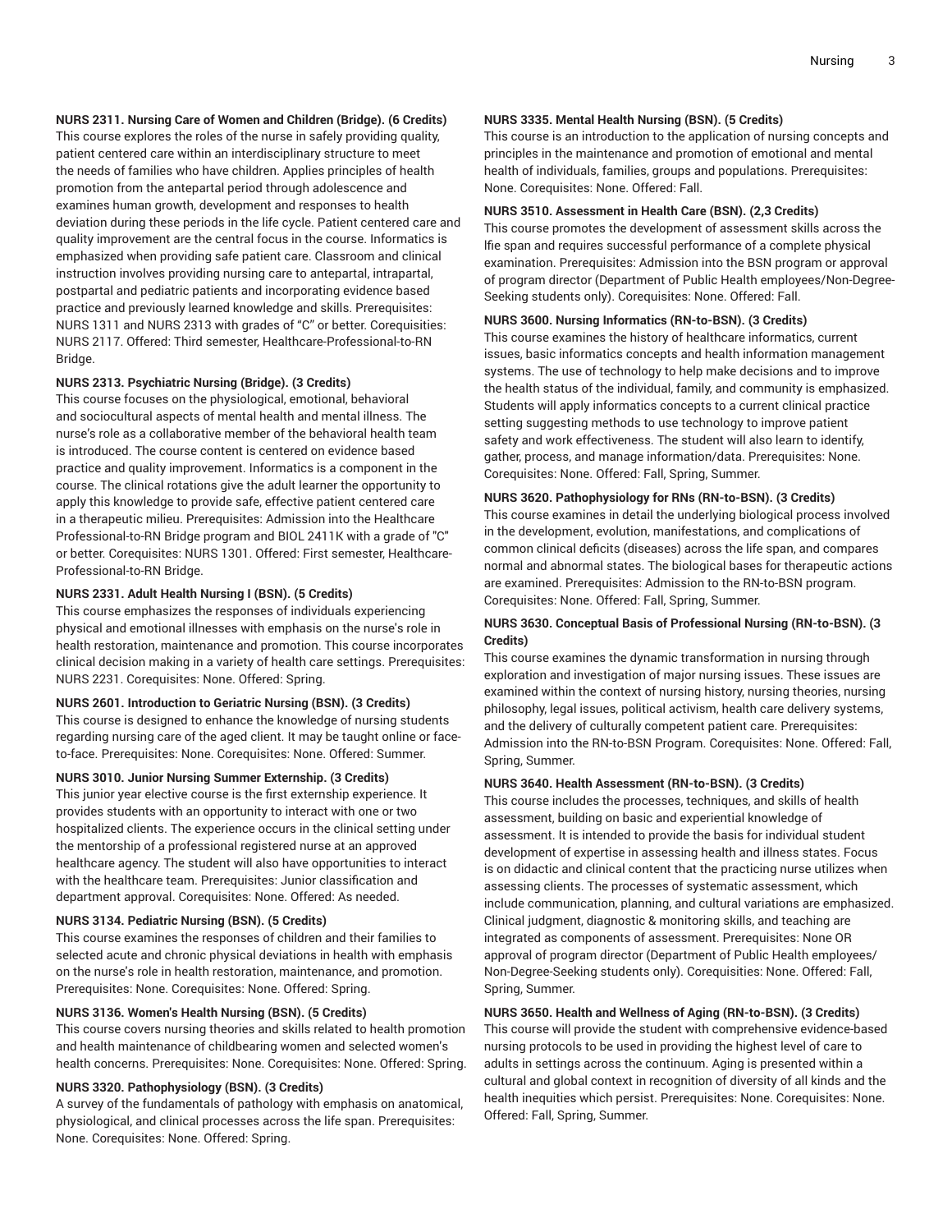**NURS 2311. Nursing Care of Women and Children (Bridge). (6 Credits)**

This course explores the roles of the nurse in safely providing quality, patient centered care within an interdisciplinary structure to meet the needs of families who have children. Applies principles of health promotion from the antepartal period through adolescence and examines human growth, development and responses to health deviation during these periods in the life cycle. Patient centered care and quality improvement are the central focus in the course. Informatics is emphasized when providing safe patient care. Classroom and clinical instruction involves providing nursing care to antepartal, intrapartal, postpartal and pediatric patients and incorporating evidence based practice and previously learned knowledge and skills. Prerequisites: NURS 1311 and NURS 2313 with grades of "C" or better. Corequisities: NURS 2117. Offered: Third semester, Healthcare-Professional-to-RN Bridge.

**NURS 2313. Psychiatric Nursing (Bridge). (3 Credits)**

This course focuses on the physiological, emotional, behavioral and sociocultural aspects of mental health and mental illness. The nurse's role as a collaborative member of the behavioral health team is introduced. The course content is centered on evidence based practice and quality improvement. Informatics is a component in the course. The clinical rotations give the adult learner the opportunity to apply this knowledge to provide safe, effective patient centered care in a therapeutic milieu. Prerequisites: Admission into the Healthcare Professional-to-RN Bridge program and BIOL 2411K with a grade of "C" or better. Corequisites: NURS 1301. Offered: First semester, Healthcare-Professional-to-RN Bridge.

**NURS 2331. Adult Health Nursing I (BSN). (5 Credits)**

This course emphasizes the responses of individuals experiencing physical and emotional illnesses with emphasis on the nurse's role in health restoration, maintenance and promotion. This course incorporates clinical decision making in a variety of health care settings. Prerequisites: NURS 2231. Corequisites: None. Offered: Spring.

**NURS 2601. Introduction to Geriatric Nursing (BSN). (3 Credits)**

This course is designed to enhance the knowledge of nursing students regarding nursing care of the aged client. It may be taught online or face-to-face. Prerequisites: None. Corequisites: None. Offered: Summer.

**NURS 3010. Junior Nursing Summer Externship. (3 Credits)**

This junior year elective course is the first externship experience. It provides students with an opportunity to interact with one or two hospitalized clients. The experience occurs in the clinical setting under the mentorship of a professional registered nurse at an approved healthcare agency. The student will also have opportunities to interact with the healthcare team. Prerequisites: Junior classification and department approval. Corequisites: None. Offered: As needed.

**NURS 3134. Pediatric Nursing (BSN). (5 Credits)**

This course examines the responses of children and their families to selected acute and chronic physical deviations in health with emphasis on the nurse's role in health restoration, maintenance, and promotion. Prerequisites: None. Corequisites: None. Offered: Spring.

**NURS 3136. Women's Health Nursing (BSN). (5 Credits)**

This course covers nursing theories and skills related to health promotion and health maintenance of childbearing women and selected women's health concerns. Prerequisites: None. Corequisites: None. Offered: Spring.

**NURS 3320. Pathophysiology (BSN). (3 Credits)**

A survey of the fundamentals of pathology with emphasis on anatomical, physiological, and clinical processes across the life span. Prerequisites: None. Corequisites: None. Offered: Spring.

**NURS 3335. Mental Health Nursing (BSN). (5 Credits)**

This course is an introduction to the application of nursing concepts and principles in the maintenance and promotion of emotional and mental health of individuals, families, groups and populations. Prerequisites: None. Corequisites: None. Offered: Fall.

**NURS 3510. Assessment in Health Care (BSN). (2,3 Credits)**

This course promotes the development of assessment skills across the lfie span and requires successful performance of a complete physical examination. Prerequisites: Admission into the BSN program or approval of program director (Department of Public Health employees/Non-Degree-Seeking students only). Corequisites: None. Offered: Fall.

**NURS 3600. Nursing Informatics (RN-to-BSN). (3 Credits)**

This course examines the history of healthcare informatics, current issues, basic informatics concepts and health information management systems. The use of technology to help make decisions and to improve the health status of the individual, family, and community is emphasized. Students will apply informatics concepts to a current clinical practice setting suggesting methods to use technology to improve patient safety and work effectiveness. The student will also learn to identify, gather, process, and manage information/data. Prerequisites: None. Corequisites: None. Offered: Fall, Spring, Summer.

**NURS 3620. Pathophysiology for RNs (RN-to-BSN). (3 Credits)**

This course examines in detail the underlying biological process involved in the development, evolution, manifestations, and complications of common clinical deficits (diseases) across the life span, and compares normal and abnormal states. The biological bases for therapeutic actions are examined. Prerequisites: Admission to the RN-to-BSN program. Corequisites: None. Offered: Fall, Spring, Summer.

**NURS 3630. Conceptual Basis of Professional Nursing (RN-to-BSN). (3 Credits)**

This course examines the dynamic transformation in nursing through exploration and investigation of major nursing issues. These issues are examined within the context of nursing history, nursing theories, nursing philosophy, legal issues, political activism, health care delivery systems, and the delivery of culturally competent patient care. Prerequisites: Admission into the RN-to-BSN Program. Corequisites: None. Offered: Fall, Spring, Summer.

**NURS 3640. Health Assessment (RN-to-BSN). (3 Credits)**

This course includes the processes, techniques, and skills of health assessment, building on basic and experiential knowledge of assessment. It is intended to provide the basis for individual student development of expertise in assessing health and illness states. Focus is on didactic and clinical content that the practicing nurse utilizes when assessing clients. The processes of systematic assessment, which include communication, planning, and cultural variations are emphasized. Clinical judgment, diagnostic & monitoring skills, and teaching are integrated as components of assessment. Prerequisites: None OR approval of program director (Department of Public Health employees/Non-Degree-Seeking students only). Corequisites: None. Offered: Fall, Spring, Summer.

**NURS 3650. Health and Wellness of Aging (RN-to-BSN). (3 Credits)**

This course will provide the student with comprehensive evidence-based nursing protocols to be used in providing the highest level of care to adults in settings across the continuum. Aging is presented within a cultural and global context in recognition of diversity of all kinds and the health inequities which persist. Prerequisites: None. Corequisites: None. Offered: Fall, Spring, Summer.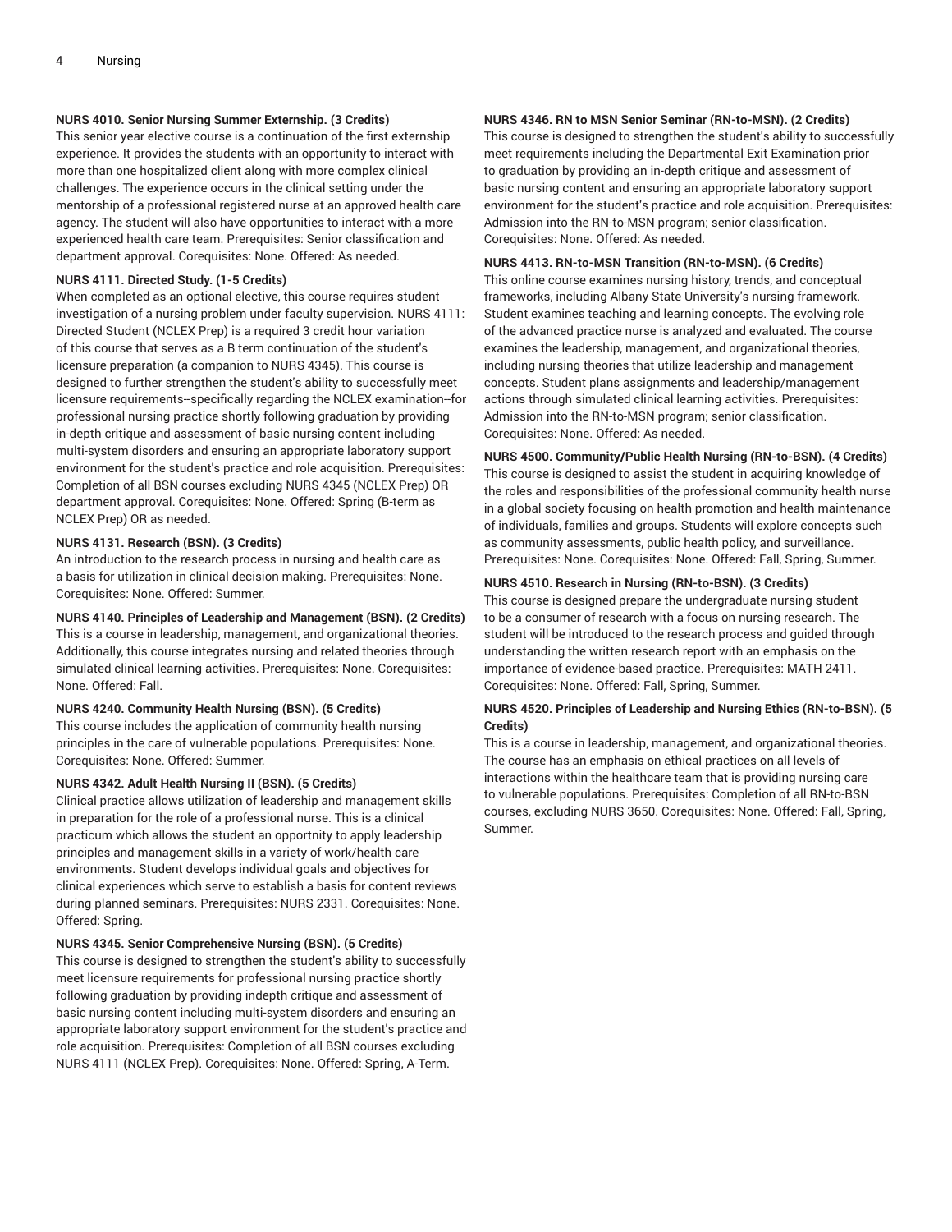**NURS 4010. Senior Nursing Summer Externship. (3 Credits)**
This senior year elective course is a continuation of the first externship experience. It provides the students with an opportunity to interact with more than one hospitalized client along with more complex clinical challenges. The experience occurs in the clinical setting under the mentorship of a professional registered nurse at an approved health care agency. The student will also have opportunities to interact with a more experienced health care team. Prerequisites: Senior classification and department approval. Corequisites: None. Offered: As needed.

**NURS 4111. Directed Study. (1-5 Credits)**
When completed as an optional elective, this course requires student investigation of a nursing problem under faculty supervision. NURS 4111: Directed Student (NCLEX Prep) is a required 3 credit hour variation of this course that serves as a B term continuation of the student's licensure preparation (a companion to NURS 4345). This course is designed to further strengthen the student's ability to successfully meet licensure requirements--specifically regarding the NCLEX examination--for professional nursing practice shortly following graduation by providing in-depth critique and assessment of basic nursing content including multi-system disorders and ensuring an appropriate laboratory support environment for the student's practice and role acquisition. Prerequisites: Completion of all BSN courses excluding NURS 4345 (NCLEX Prep) OR department approval. Corequisites: None. Offered: Spring (B-term as NCLEX Prep) OR as needed.

**NURS 4131. Research (BSN). (3 Credits)**
An introduction to the research process in nursing and health care as a basis for utilization in clinical decision making. Prerequisites: None. Corequisites: None. Offered: Summer.

**NURS 4140. Principles of Leadership and Management (BSN). (2 Credits)**
This is a course in leadership, management, and organizational theories. Additionally, this course integrates nursing and related theories through simulated clinical learning activities. Prerequisites: None. Corequisites: None. Offered: Fall.

**NURS 4240. Community Health Nursing (BSN). (5 Credits)**
This course includes the application of community health nursing principles in the care of vulnerable populations. Prerequisites: None. Corequisites: None. Offered: Summer.

**NURS 4342. Adult Health Nursing II (BSN). (5 Credits)**
Clinical practice allows utilization of leadership and management skills in preparation for the role of a professional nurse. This is a clinical practicum which allows the student an opportnity to apply leadership principles and management skills in a variety of work/health care environments. Student develops individual goals and objectives for clinical experiences which serve to establish a basis for content reviews during planned seminars. Prerequisites: NURS 2331. Corequisites: None. Offered: Spring.

**NURS 4345. Senior Comprehensive Nursing (BSN). (5 Credits)**
This course is designed to strengthen the student's ability to successfully meet licensure requirements for professional nursing practice shortly following graduation by providing indepth critique and assessment of basic nursing content including multi-system disorders and ensuring an appropriate laboratory support environment for the student's practice and role acquisition. Prerequisites: Completion of all BSN courses excluding NURS 4111 (NCLEX Prep). Corequisites: None. Offered: Spring, A-Term.

**NURS 4346. RN to MSN Senior Seminar (RN-to-MSN). (2 Credits)**
This course is designed to strengthen the student's ability to successfully meet requirements including the Departmental Exit Examination prior to graduation by providing an in-depth critique and assessment of basic nursing content and ensuring an appropriate laboratory support environment for the student's practice and role acquisition. Prerequisites: Admission into the RN-to-MSN program; senior classification. Corequisites: None. Offered: As needed.

**NURS 4413. RN-to-MSN Transition (RN-to-MSN). (6 Credits)**
This online course examines nursing history, trends, and conceptual frameworks, including Albany State University's nursing framework. Student examines teaching and learning concepts. The evolving role of the advanced practice nurse is analyzed and evaluated. The course examines the leadership, management, and organizational theories, including nursing theories that utilize leadership and management concepts. Student plans assignments and leadership/management actions through simulated clinical learning activities. Prerequisites: Admission into the RN-to-MSN program; senior classification. Corequisites: None. Offered: As needed.

**NURS 4500. Community/Public Health Nursing (RN-to-BSN). (4 Credits)**
This course is designed to assist the student in acquiring knowledge of the roles and responsibilities of the professional community health nurse in a global society focusing on health promotion and health maintenance of individuals, families and groups. Students will explore concepts such as community assessments, public health policy, and surveillance. Prerequisites: None. Corequisites: None. Offered: Fall, Spring, Summer.

**NURS 4510. Research in Nursing (RN-to-BSN). (3 Credits)**
This course is designed prepare the undergraduate nursing student to be a consumer of research with a focus on nursing research. The student will be introduced to the research process and guided through understanding the written research report with an emphasis on the importance of evidence-based practice. Prerequisites: MATH 2411. Corequisites: None. Offered: Fall, Spring, Summer.

**NURS 4520. Principles of Leadership and Nursing Ethics (RN-to-BSN). (5 Credits)**
This is a course in leadership, management, and organizational theories. The course has an emphasis on ethical practices on all levels of interactions within the healthcare team that is providing nursing care to vulnerable populations. Prerequisites: Completion of all RN-to-BSN courses, excluding NURS 3650. Corequisites: None. Offered: Fall, Spring, Summer.